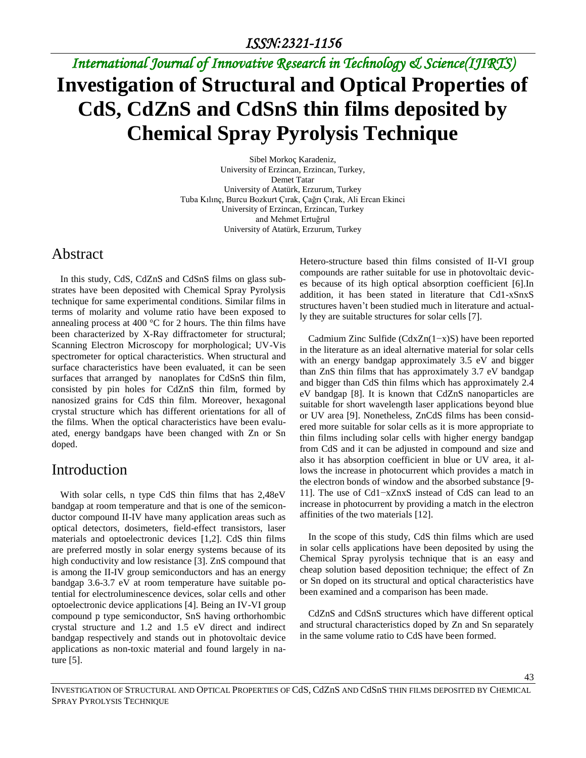# International Journal of Innovative Research in Technology & Science(IJIRTS)

# Investigation of Structural and Optical Properties of CdS, CdZnS and CdSnS thin films deposited by Chemical Spray Pyrolysis Technique

Sibel Morkoç Karadeniz,
University of Erzincan, Erzincan, Turkey,
Demet Tatar
University of Atatürk, Erzurum, Turkey
Tuba Kılınç, Burcu Bozkurt Çırak, Çağrı Çırak, Ali Ercan Ekinci
University of Erzincan, Erzincan, Turkey
and Mehmet Ertuğrul
University of Atatürk, Erzurum, Turkey

## Abstract

In this study, CdS, CdZnS and CdSnS films on glass substrates have been deposited with Chemical Spray Pyrolysis technique for same experimental conditions. Similar films in terms of molarity and volume ratio have been exposed to annealing process at 400 °C for 2 hours. The thin films have been characterized by X-Ray diffractometer for structural; Scanning Electron Microscopy for morphological; UV-Vis spectrometer for optical characteristics. When structural and surface characteristics have been evaluated, it can be seen surfaces that arranged by nanoplates for CdSnS thin film, consisted by pin holes for CdZnS thin film, formed by nanosized grains for CdS thin film. Moreover, hexagonal crystal structure which has different orientations for all of the films. When the optical characteristics have been evaluated, energy bandgaps have been changed with Zn or Sn doped.

## Introduction

With solar cells, n type CdS thin films that has 2,48eV bandgap at room temperature and that is one of the semiconductor compound II-IV have many application areas such as optical detectors, dosimeters, field-effect transistors, laser materials and optoelectronic devices [1,2]. CdS thin films are preferred mostly in solar energy systems because of its high conductivity and low resistance [3]. ZnS compound that is among the II-IV group semiconductors and has an energy bandgap 3.6-3.7 eV at room temperature have suitable potential for electroluminescence devices, solar cells and other optoelectronic device applications [4]. Being an IV-VI group compound p type semiconductor, SnS having orthorhombic crystal structure and 1.2 and 1.5 eV direct and indirect bandgap respectively and stands out in photovoltaic device applications as non-toxic material and found largely in nature [5].

Hetero-structure based thin films consisted of II-VI group compounds are rather suitable for use in photovoltaic devices because of its high optical absorption coefficient [6].In addition, it has been stated in literature that $Cd_{1-x}Sn_xS$ structures haven't been studied much in literature and actually they are suitable structures for solar cells [7].

Cadmium Zinc Sulfide ($Cd_xZn_{(1-x)}S$) have been reported in the literature as an ideal alternative material for solar cells with an energy bandgap approximately 3.5 eV and bigger than ZnS thin films that has approximately 3.7 eV bandgap and bigger than CdS thin films which has approximately 2.4 eV bandgap [8]. It is known that CdZnS nanoparticles are suitable for short wavelength laser applications beyond blue or UV area [9]. Nonetheless, ZnCdS films has been considered more suitable for solar cells as it is more appropriate to thin films including solar cells with higher energy bandgap from CdS and it can be adjusted in compound and size and also it has absorption coefficient in blue or UV area, it allows the increase in photocurrent which provides a match in the electron bonds of window and the absorbed substance [9-11]. The use of $Cd_{1-x}Zn_xS$ instead of CdS can lead to an increase in photocurrent by providing a match in the electron affinities of the two materials [12].

In the scope of this study, CdS thin films which are used in solar cells applications have been deposited by using the Chemical Spray pyrolysis technique that is an easy and cheap solution based deposition technique; the effect of Zn or Sn doped on its structural and optical characteristics have been examined and a comparison has been made.

CdZnS and CdSnS structures which have different optical and structural characteristics doped by Zn and Sn separately in the same volume ratio to CdS have been formed.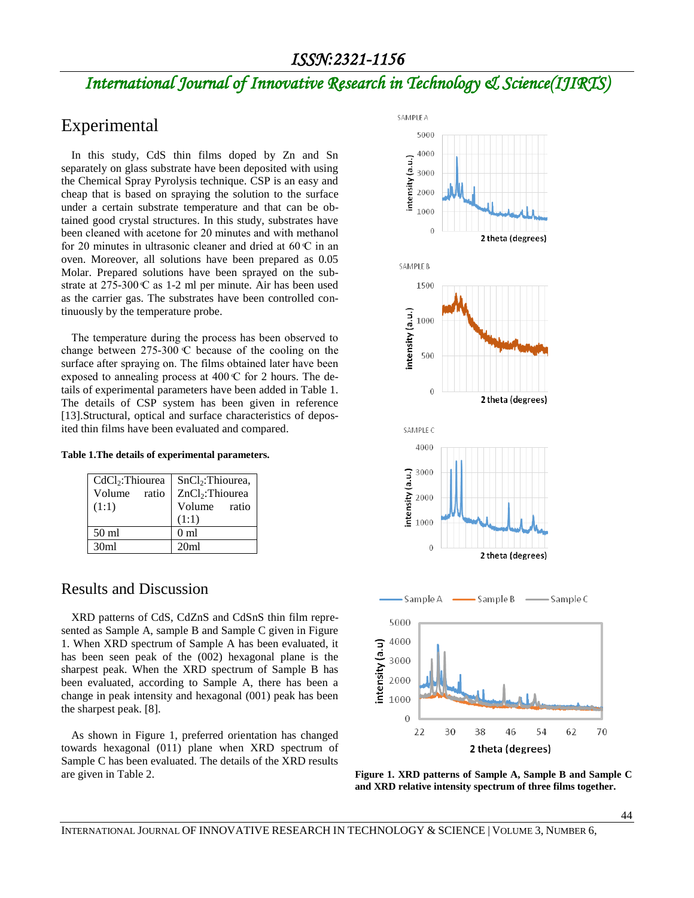## Experimental

In this study, CdS thin films doped by Zn and Sn separately on glass substrate have been deposited with using the Chemical Spray Pyrolysis technique. CSP is an easy and cheap that is based on spraying the solution to the surface under a certain substrate temperature and that can be obtained good crystal structures. In this study, substrates have been cleaned with acetone for 20 minutes and with methanol for 20 minutes in ultrasonic cleaner and dried at 60 ℃ in an oven. Moreover, all solutions have been prepared as 0.05 Molar. Prepared solutions have been sprayed on the substrate at 275-300 ℃ as 1-2 ml per minute. Air has been used as the carrier gas. The substrates have been controlled continuously by the temperature probe.

The temperature during the process has been observed to change between 275-300 ℃ because of the cooling on the surface after spraying on. The films obtained later have been exposed to annealing process at 400 ℃ for 2 hours. The details of experimental parameters have been added in Table 1. The details of CSP system has been given in reference [13].Structural, optical and surface characteristics of deposited thin films have been evaluated and compared.

**Table 1.The details of experimental parameters.**

| $CdCl_2$:Thiourea Volume ratio (1:1) | $SnCl_2$:Thiourea, $ZnCl_2$:Thiourea Volume ratio (1:1) |
|---|---|
| 50 ml | 0 ml |
| 30ml | 20ml |

## Results and Discussion

XRD patterns of CdS, CdZnS and CdSnS thin film represented as Sample A, sample B and Sample C given in Figure 1. When XRD spectrum of Sample A has been evaluated, it has been seen peak of the (002) hexagonal plane is the sharpest peak. When the XRD spectrum of Sample B has been evaluated, according to Sample A, there has been a change in peak intensity and hexagonal (001) peak has been the sharpest peak. [8].

As shown in Figure 1, preferred orientation has changed towards hexagonal (011) plane when XRD spectrum of Sample C has been evaluated. The details of the XRD results are given in Table 2.

**Figure 1. XRD patterns of Sample A, Sample B and Sample C and XRD relative intensity spectrum of three films together.**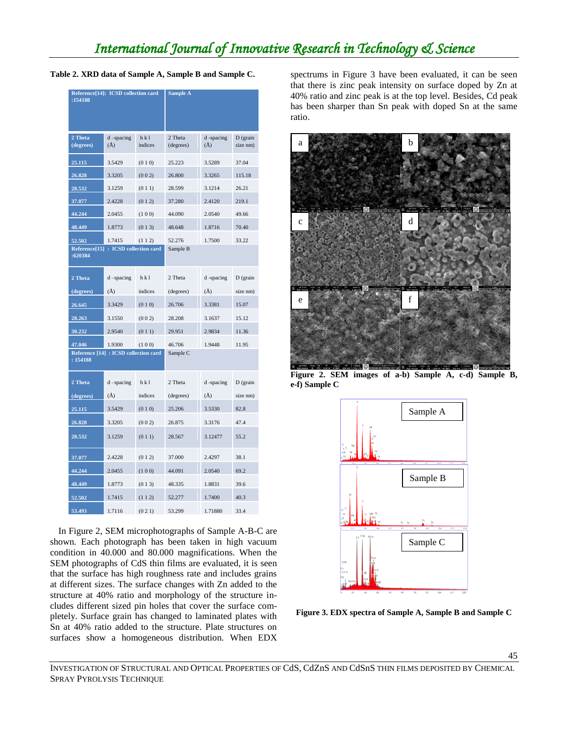**Table 2. XRD data of Sample A, Sample B and Sample C.**

| Reference[14]: ICSD collection card :154188 | | | Sample A | | |
|---|---|---|---|---|---|
| 2 Theta (degrees) | d –spacing (Å) | h k l indices | 2 Theta (degrees) | d -spacing (Å) | D (grain size nm) |
| 25.115 | 3.5429 | (0 1 0) | 25.223 | 3.5289 | 37.04 |
| 26.828 | 3.3205 | (0 0 2) | 26.800 | 3.3265 | 115.18 |
| 28.532 | 3.1259 | (0 1 1) | 28.599 | 3.1214 | 26.21 |
| 37.077 | 2.4228 | (0 1 2) | 37.280 | 2.4120 | 219.1 |
| 44.244 | 2.0455 | (1 0 0) | 44.090 | 2.0540 | 49.66 |
| 48.449 | 1.8773 | (0 1 3) | 48.648 | 1.8716 | 70.40 |
| 52.502 | 1.7415 | (1 1 2) | 52.276 | 1.7500 | 33.22 |
| **Reference[15] : ICSD collection card :620384** | | | **Sample B** | | |
| 2 Theta (degrees) | d –spacing (Å) | h k l indices | 2 Theta (degrees) | d -spacing (Å) | D (grain size nm) |
| 26.645 | 3.3429 | (0 1 0) | 26.706 | 3.3381 | 15.07 |
| 28.263 | 3.1550 | (0 0 2) | 28.208 | 3.1637 | 15.12 |
| 30.232 | 2.9540 | (0 1 1) | 29.951 | 2.9834 | 11.36 |
| 47.046 | 1.9300 | (1 0 0) | 46.706 | 1.9448 | 11.95 |
| **Reference [14] : ICSD collection card : 154188** | | | **Sample C** | | |
| 2 Theta (degrees) | d –spacing (Å) | h k l indices | 2 Theta (degrees) | d -spacing (Å) | D (grain size nm) |
| 25.115 | 3.5429 | (0 1 0) | 25.206 | 3.5330 | 82.8 |
| 26.828 | 3.3205 | (0 0 2) | 26.875 | 3.3176 | 47.4 |
| 28.532 | 3.1259 | (0 1 1) | 28.567 | 3.12477 | 55.2 |
| 37.077 | 2.4228 | (0 1 2) | 37.000 | 2.4297 | 38.1 |
| 44.244 | 2.0455 | (1 0 0) | 44.091 | 2.0540 | 69.2 |
| 48.449 | 1.8773 | (0 1 3) | 48.335 | 1.8831 | 39.6 |
| 52.502 | 1.7415 | (1 1 2) | 52.277 | 1.7400 | 40.3 |
| 53.493 | 1.7116 | (0 2 1) | 53.299 | 1.71880 | 33.4 |

In Figure 2, SEM microphotographs of Sample A-B-C are shown. Each photograph has been taken in high vacuum condition in 40.000 and 80.000 magnifications. When the SEM photographs of CdS thin films are evaluated, it is seen that the surface has high roughness rate and includes grains at different sizes. The surface changes with Zn added to the structure at 40% ratio and morphology of the structure includes different sized pin holes that cover the surface completely. Surface grain has changed to laminated plates with Sn at 40% ratio added to the structure. Plate structures on surfaces show a homogeneous distribution. When EDX spectrums in Figure 3 have been evaluated, it can be seen that there is zinc peak intensity on surface doped by Zn at 40% ratio and zinc peak is at the top level. Besides, Cd peak has been sharper than Sn peak with doped Sn at the same ratio.

**Figure 2. SEM images of a-b) Sample A, c-d) Sample B, e-f) Sample C**

**Figure 3. EDX spectra of Sample A, Sample B and Sample C**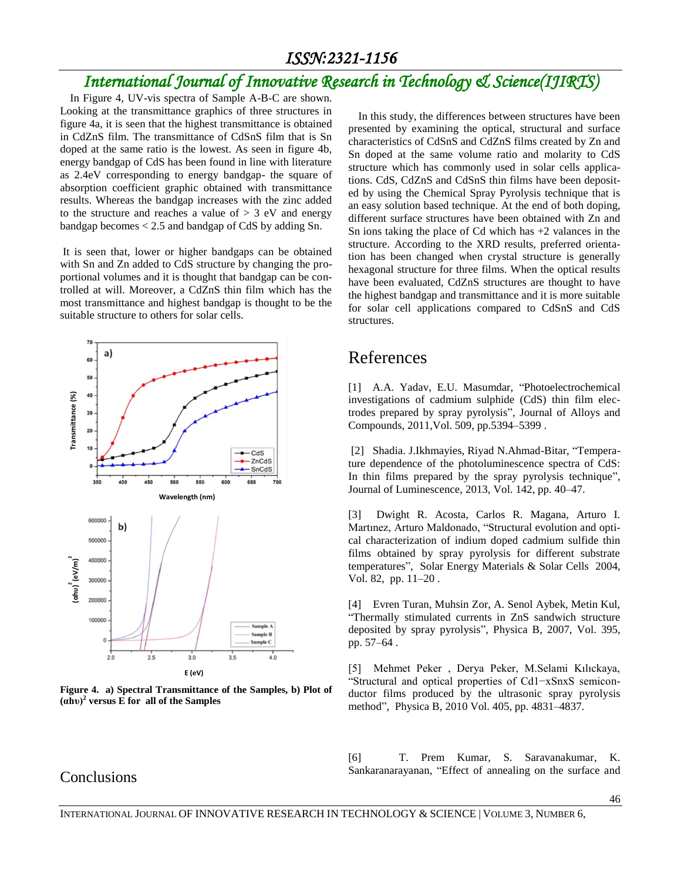In Figure 4, UV-vis spectra of Sample A-B-C are shown. Looking at the transmittance graphics of three structures in figure 4a, it is seen that the highest transmittance is obtained in CdZnS film. The transmittance of CdSnS film that is Sn doped at the same ratio is the lowest. As seen in figure 4b, energy bandgap of CdS has been found in line with literature as 2.4eV corresponding to energy bandgap- the square of absorption coefficient graphic obtained with transmittance results. Whereas the bandgap increases with the zinc added to the structure and reaches a value of > 3 eV and energy bandgap becomes < 2.5 and bandgap of CdS by adding Sn.

It is seen that, lower or higher bandgaps can be obtained with Sn and Zn added to CdS structure by changing the proportional volumes and it is thought that bandgap can be controlled at will. Moreover, a CdZnS thin film which has the most transmittance and highest bandgap is thought to be the suitable structure to others for solar cells.

**Figure 4. a) Spectral Transmittance of the Samples, b) Plot of $(\alpha h\upsilon)^2$ versus E for all of the Samples**

## Conclusions

In this study, the differences between structures have been presented by examining the optical, structural and surface characteristics of CdSnS and CdZnS films created by Zn and Sn doped at the same volume ratio and molarity to CdS structure which has commonly used in solar cells applications. CdS, CdZnS and CdSnS thin films have been deposited by using the Chemical Spray Pyrolysis technique that is an easy solution based technique. At the end of both doping, different surface structures have been obtained with Zn and Sn ions taking the place of Cd which has +2 valances in the structure. According to the XRD results, preferred orientation has been changed when crystal structure is generally hexagonal structure for three films. When the optical results have been evaluated, CdZnS structures are thought to have the highest bandgap and transmittance and it is more suitable for solar cell applications compared to CdSnS and CdS structures.

## References

[1] A.A. Yadav, E.U. Masumdar, "Photoelectrochemical investigations of cadmium sulphide (CdS) thin film electrodes prepared by spray pyrolysis", Journal of Alloys and Compounds, 2011,Vol. 509, pp.5394–5399 .

[2] Shadia. J.Ikhmayies, Riyad N.Ahmad-Bitar, "Temperature dependence of the photoluminescence spectra of CdS: In thin films prepared by the spray pyrolysis technique", Journal of Luminescence, 2013, Vol. 142, pp. 40–47.

[3] Dwight R. Acosta, Carlos R. Magana, Arturo I. Martınez, Arturo Maldonado, "Structural evolution and optical characterization of indium doped cadmium sulfide thin films obtained by spray pyrolysis for different substrate temperatures", Solar Energy Materials & Solar Cells 2004, Vol. 82, pp. 11–20 .

[4] Evren Turan, Muhsin Zor, A. Senol Aybek, Metin Kul, "Thermally stimulated currents in ZnS sandwich structure deposited by spray pyrolysis", Physica B, 2007, Vol. 395, pp. 57–64 .

[5] Mehmet Peker , Derya Peker, M.Selami Kılıckaya, "Structural and optical properties of Cd1−xSnxS semiconductor films produced by the ultrasonic spray pyrolysis method", Physica B, 2010 Vol. 405, pp. 4831–4837.

[6] T. Prem Kumar, S. Saravanakumar, K. Sankaranarayanan, "Effect of annealing on the surface and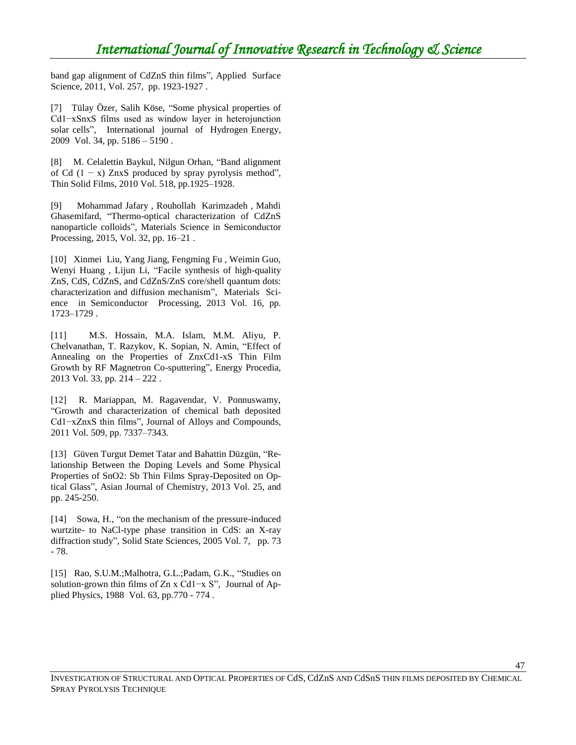band gap alignment of CdZnS thin films", Applied Surface Science, 2011, Vol. 257, pp. 1923-1927 .

[7] Tülay Özer, Salih Köse, "Some physical properties of $Cd_{1-x}Sn_xS$ films used as window layer in heterojunction solar cells", International journal of Hydrogen Energy, 2009 Vol. 34, pp. 5186 – 5190 .

[8] M. Celalettin Baykul, Nilgun Orhan, "Band alignment of Cd $(1 - x)$ ZnxS produced by spray pyrolysis method", Thin Solid Films, 2010 Vol. 518, pp.1925–1928.

[9] Mohammad Jafary , Rouhollah Karimzadeh , Mahdi Ghasemifard, "Thermo-optical characterization of CdZnS nanoparticle colloids", Materials Science in Semiconductor Processing, 2015, Vol. 32, pp. 16–21 .

[10] Xinmei Liu, Yang Jiang, Fengming Fu , Weimin Guo, Wenyi Huang , Lijun Li, "Facile synthesis of high-quality ZnS, CdS, CdZnS, and CdZnS/ZnS core/shell quantum dots: characterization and diffusion mechanism", Materials Science in Semiconductor Processing, 2013 Vol. 16, pp. 1723–1729 .

[11] M.S. Hossain, M.A. Islam, M.M. Aliyu, P. Chelvanathan, T. Razykov, K. Sopian, N. Amin, "Effect of Annealing on the Properties of $Zn_xCd_{1-x}S$ Thin Film Growth by RF Magnetron Co-sputtering", Energy Procedia, 2013 Vol. 33, pp. 214 – 222 .

[12] R. Mariappan, M. Ragavendar, V. Ponnuswamy, "Growth and characterization of chemical bath deposited $Cd_{1-x}Zn_xS$ thin films", Journal of Alloys and Compounds, 2011 Vol. 509, pp. 7337–7343.

[13] Güven Turgut Demet Tatar and Bahattin Düzgün, "Relationship Between the Doping Levels and Some Physical Properties of $SnO_2$: Sb Thin Films Spray-Deposited on Optical Glass", Asian Journal of Chemistry, 2013 Vol. 25, and pp. 245-250.

[14] Sowa, H., "on the mechanism of the pressure-induced wurtzite- to NaCl-type phase transition in CdS: an X-ray diffraction study", Solid State Sciences, 2005 Vol. 7, pp. 73 - 78.

[15] Rao, S.U.M.;Malhotra, G.L.;Padam, G.K., "Studies on solution-grown thin films of $Zn_x Cd_{1-x} S$", Journal of Applied Physics, 1988 Vol. 63, pp.770 - 774 .